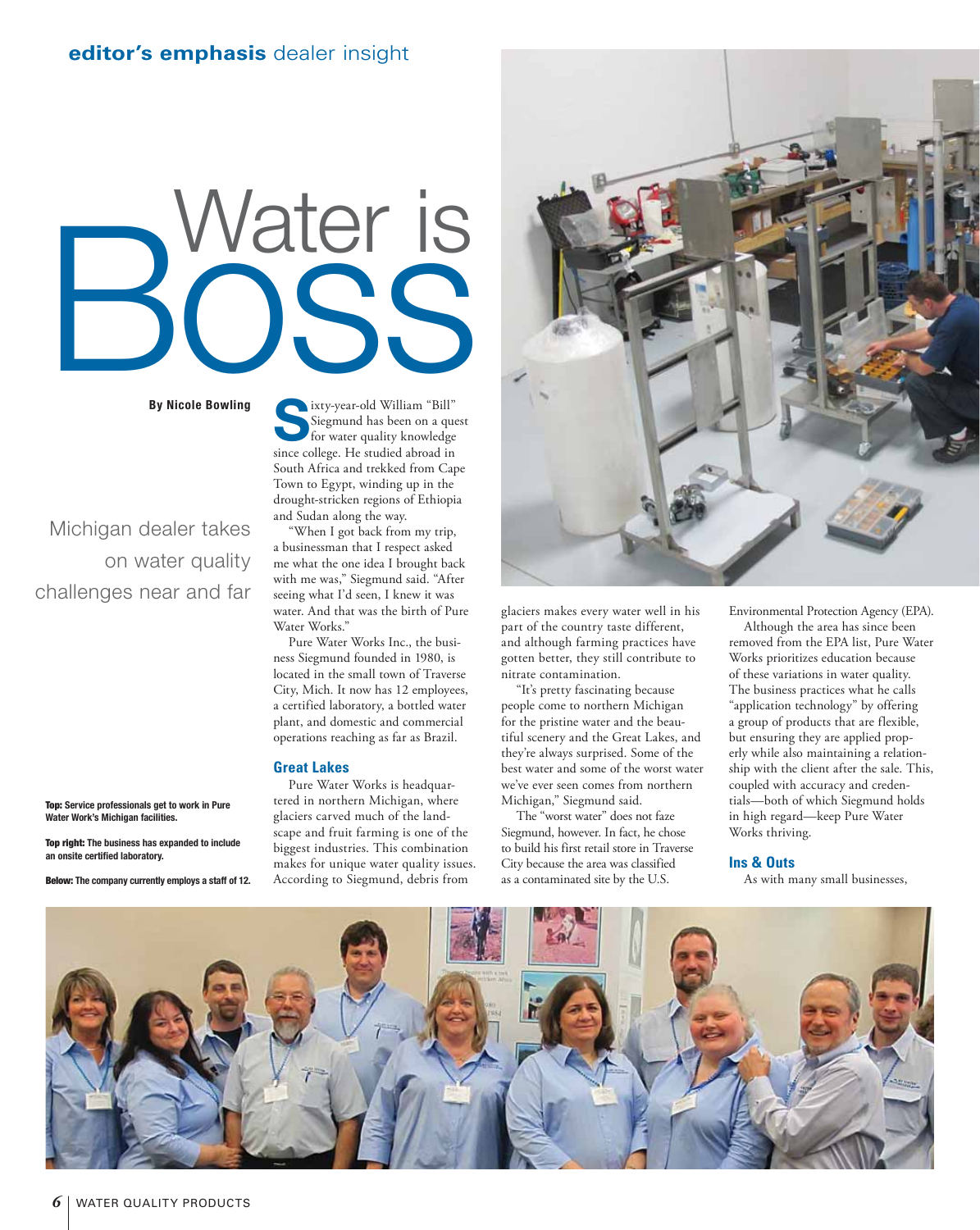# Water is BOSS

**By Nicole Bowling**

Michigan dealer takes on water quality challenges near and far

**Top:** Service professionals get to work in Pure Water Work's Michigan facilities.

**Top right:** The business has expanded to include an onsite certified laboratory.

**Below:** The company currently employs a staff of 12.

Sixty-year-old William "Bill" Siegmund has been on a quest for water quality knowledge since college. He studied abroad in South Africa and trekked from Cape Town to Egypt, winding up in the drought-stricken regions of Ethiopia and Sudan along the way.

"When I got back from my trip, a businessman that I respect asked me what the one idea I brought back with me was," Siegmund said. "After seeing what I'd seen, I knew it was water. And that was the birth of Pure Water Works."

Pure Water Works Inc., the business Siegmund founded in 1980, is located in the small town of Traverse City, Mich. It now has 12 employees, a certified laboratory, a bottled water plant, and domestic and commercial operations reaching as far as Brazil.

## Great Lakes

Pure Water Works is headquartered in northern Michigan, where glaciers carved much of the landscape and fruit farming is one of the biggest industries. This combination makes for unique water quality issues. According to Siegmund, debris from glaciers makes every water well in his part of the country taste different, and although farming practices have gotten better, they still contribute to nitrate contamination.

"It's pretty fascinating because people come to northern Michigan for the pristine water and the beautiful scenery and the Great Lakes, and they're always surprised. Some of the best water and some of the worst water we've ever seen comes from northern Michigan," Siegmund said.

The "worst water" does not faze Siegmund, however. In fact, he chose to build his first retail store in Traverse City because the area was classified as a contaminated site by the U.S. Environmental Protection Agency (EPA).

Although the area has since been removed from the EPA list, Pure Water Works prioritizes education because of these variations in water quality. The business practices what he calls "application technology" by offering a group of products that are flexible, but ensuring they are applied properly while also maintaining a relationship with the client after the sale. This, coupled with accuracy and credentials—both of which Siegmund holds in high regard—keep Pure Water Works thriving.

## Ins & Outs

As with many small businesses,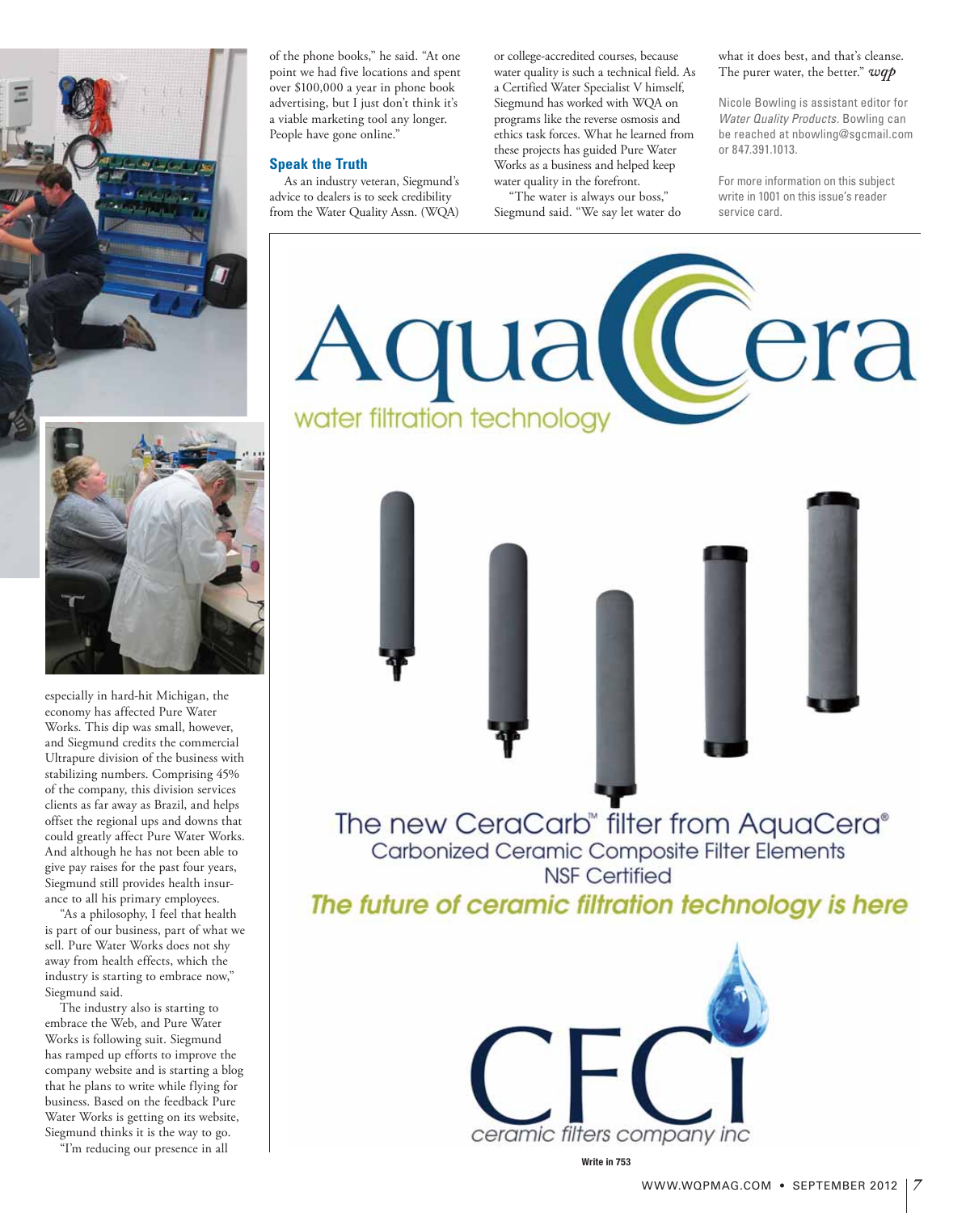especially in hard-hit Michigan, the economy has affected Pure Water Works. This dip was small, however, and Siegmund credits the commercial Ultrapure division of the business with stabilizing numbers. Comprising 45% of the company, this division services clients as far away as Brazil, and helps offset the regional ups and downs that could greatly affect Pure Water Works. And although he has not been able to give pay raises for the past four years, Siegmund still provides health insurance to all his primary employees.

"As a philosophy, I feel that health is part of our business, part of what we sell. Pure Water Works does not shy away from health effects, which the industry is starting to embrace now," Siegmund said.

The industry also is starting to embrace the Web, and Pure Water Works is following suit. Siegmund has ramped up efforts to improve the company website and is starting a blog that he plans to write while flying for business. Based on the feedback Pure Water Works is getting on its website, Siegmund thinks it is the way to go.

"I'm reducing our presence in all of the phone books," he said. "At one point we had five locations and spent over $100,000 a year in phone book advertising, but I just don't think it's a viable marketing tool any longer. People have gone online."

### Speak the Truth

As an industry veteran, Siegmund's advice to dealers is to seek credibility from the Water Quality Assn. (WQA) or college-accredited courses, because water quality is such a technical field. As a Certified Water Specialist V himself, Siegmund has worked with WQA on programs like the reverse osmosis and ethics task forces. What he learned from these projects has guided Pure Water Works as a business and helped keep water quality in the forefront.

"The water is always our boss," Siegmund said. "We say let water do what it does best, and that's cleanse. The purer water, the better." *wqp*

Nicole Bowling is assistant editor for *Water Quality Products*. Bowling can be reached at nbowling@sgcmail.com or 847.391.1013.

For more information on this subject write in 1001 on this issue's reader service card.

AquaCera

water filtration technology

The new CeraCarb™ filter from AquaCera®

Carbonized Ceramic Composite Filter Elements

NSF Certified

***The future of ceramic filtration technology is here***

CFCi

ceramic filters company inc

**Write in 753**